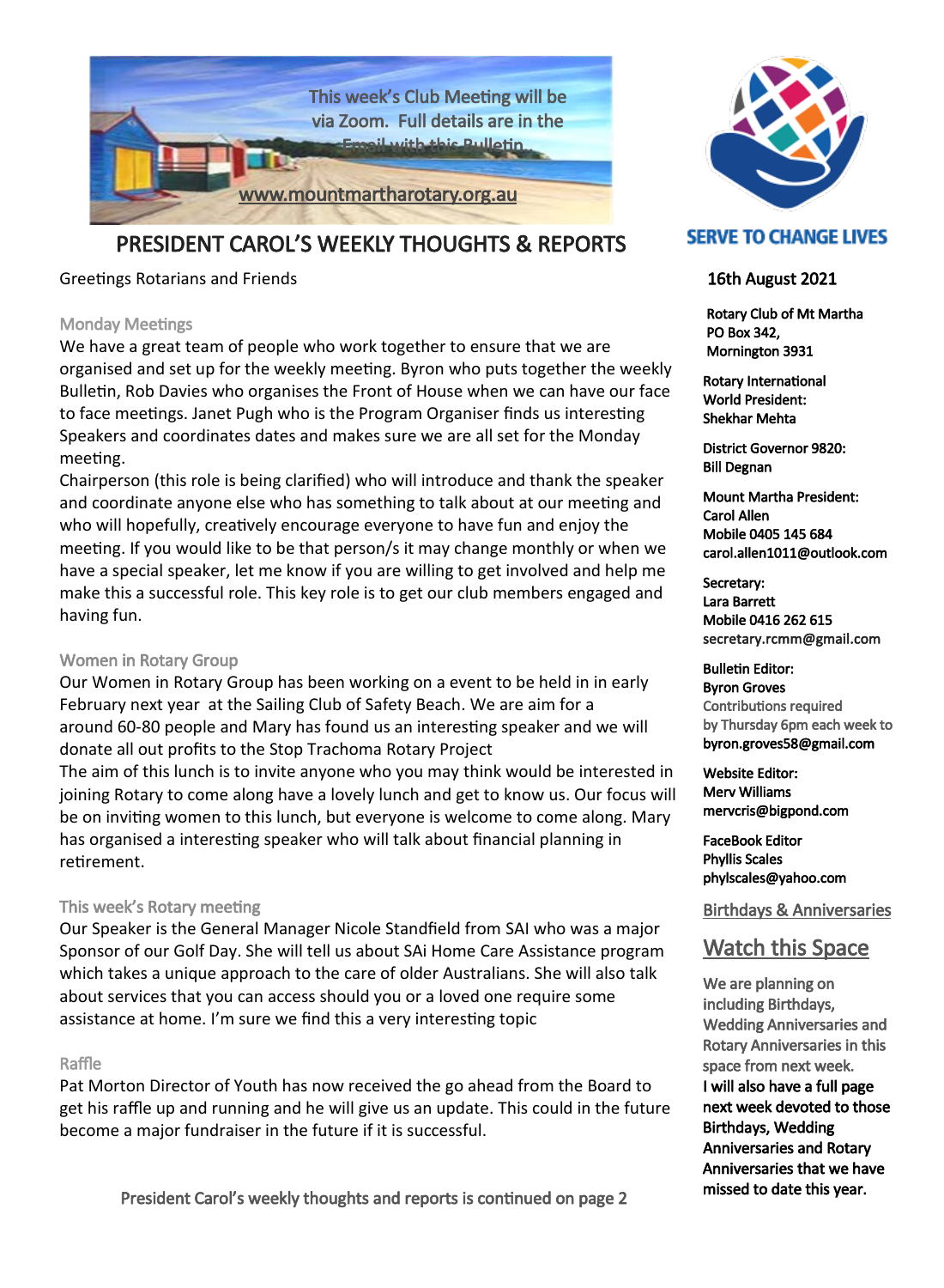This week's Club Meeting will be via Zoom. Full details are in the Email with this Bulletin.

www.mountmartharotary.org.au

# PRESIDENT CAROL'S WEEKLY THOUGHTS & REPORTS

Greetings Rotarians and Friends

### Monday Meetings

We have a great team of people who work together to ensure that we are organised and set up for the weekly meeting. Byron who puts together the weekly Bulletin, Rob Davies who organises the Front of House when we can have our face to face meetings. Janet Pugh who is the Program Organiser finds us interesting Speakers and coordinates dates and makes sure we are all set for the Monday meeting.

Chairperson (this role is being clarified) who will introduce and thank the speaker and coordinate anyone else who has something to talk about at our meeting and who will hopefully, creatively encourage everyone to have fun and enjoy the meeting. If you would like to be that person/s it may change monthly or when we have a special speaker, let me know if you are willing to get involved and help me make this a successful role. This key role is to get our club members engaged and having fun.

### Women in Rotary Group

Our Women in Rotary Group has been working on a event to be held in in early February next year at the Sailing Club of Safety Beach. We are aim for a around 60-80 people and Mary has found us an interesting speaker and we will donate all out profits to the Stop Trachoma Rotary Project

The aim of this lunch is to invite anyone who you may think would be interested in joining Rotary to come along have a lovely lunch and get to know us. Our focus will be on inviting women to this lunch, but everyone is welcome to come along. Mary has organised a interesting speaker who will talk about financial planning in retirement.

### This week's Rotary meeting

Our Speaker is the General Manager Nicole Standfield from SAI who was a major Sponsor of our Golf Day. She will tell us about SAi Home Care Assistance program which takes a unique approach to the care of older Australians. She will also talk about services that you can access should you or a loved one require some assistance at home. I'm sure we find this a very interesting topic

### Raffle

Pat Morton Director of Youth has now received the go ahead from the Board to get his raffle up and running and he will give us an update. This could in the future become a major fundraiser in the future if it is successful.

President Carol's weekly thoughts and reports is continued on page 2

**SERVE TO CHANGE LIVES**

16th August 2021

**Rotary Club of Mt Martha**
**PO Box 342,**
**Mornington 3931**

**Rotary International World President:**
**Shekhar Mehta**

**District Governor 9820:**
**Bill Degnan**

**Mount Martha President:**
**Carol Allen**
**Mobile 0405 145 684**
**carol.allen1011@outlook.com**

**Secretary:**
**Lara Barrett**
**Mobile 0416 262 615**
**secretary.rcmm@gmail.com**

**Bulletin Editor:**
**Byron Groves**
Contributions required by Thursday 6pm each week to
**byron.groves58@gmail.com**

**Website Editor:**
**Merv Williams**
**mervcris@bigpond.com**

**FaceBook Editor**
**Phyllis Scales**
**phylscales@yahoo.com**

## Birthdays & Anniversaries

## Watch this Space

We are planning on including Birthdays, Wedding Anniversaries and Rotary Anniversaries in this space from next week.

**I will also have a full page next week devoted to those Birthdays, Wedding Anniversaries and Rotary Anniversaries that we have missed to date this year.**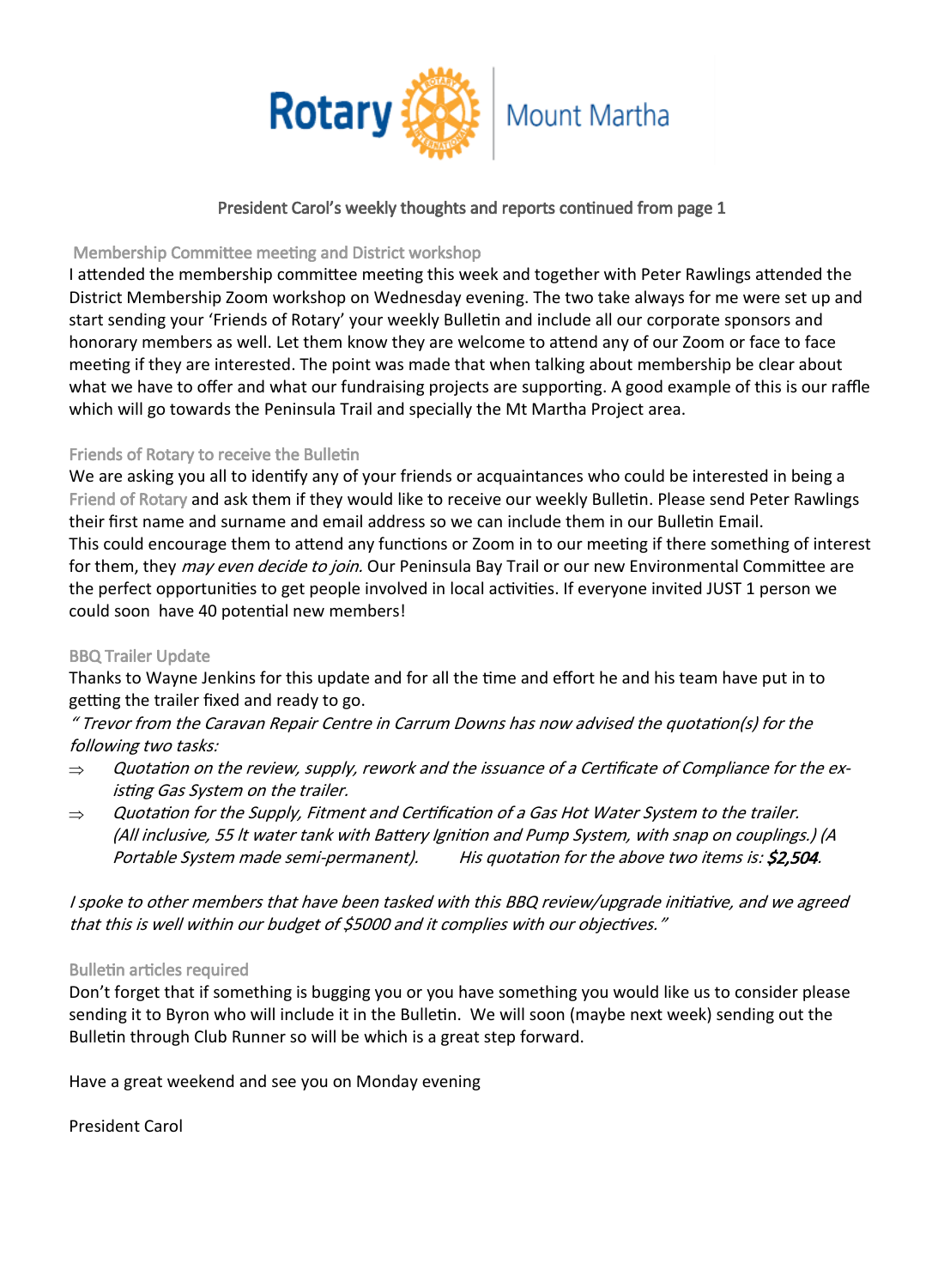Rotary Mount Martha

## President Carol's weekly thoughts and reports continued from page 1

### Membership Committee meeting and District workshop

I attended the membership committee meeting this week and together with Peter Rawlings attended the District Membership Zoom workshop on Wednesday evening. The two take always for me were set up and start sending your 'Friends of Rotary' your weekly Bulletin and include all our corporate sponsors and honorary members as well. Let them know they are welcome to attend any of our Zoom or face to face meeting if they are interested. The point was made that when talking about membership be clear about what we have to offer and what our fundraising projects are supporting. A good example of this is our raffle which will go towards the Peninsula Trail and specially the Mt Martha Project area.

### Friends of Rotary to receive the Bulletin

We are asking you all to identify any of your friends or acquaintances who could be interested in being a Friend of Rotary and ask them if they would like to receive our weekly Bulletin. Please send Peter Rawlings their first name and surname and email address so we can include them in our Bulletin Email.
This could encourage them to attend any functions or Zoom in to our meeting if there something of interest for them, they *may even decide to join.* Our Peninsula Bay Trail or our new Environmental Committee are the perfect opportunities to get people involved in local activities. If everyone invited JUST 1 person we could soon have 40 potential new members!

### BBQ Trailer Update

Thanks to Wayne Jenkins for this update and for all the time and effort he and his team have put in to getting the trailer fixed and ready to go.

*" Trevor from the Caravan Repair Centre in Carrum Downs has now advised the quotation(s) for the following two tasks:*

- ⇒ *Quotation on the review, supply, rework and the issuance of a Certificate of Compliance for the existing Gas System on the trailer.*
- ⇒ *Quotation for the Supply, Fitment and Certification of a Gas Hot Water System to the trailer. (All inclusive, 55 lt water tank with Battery Ignition and Pump System, with snap on couplings.) (A Portable System made semi-permanent). His quotation for the above two items is:* ***$2,504****.*

*I spoke to other members that have been tasked with this BBQ review/upgrade initiative, and we agreed that this is well within our budget of $5000 and it complies with our objectives."*

### Bulletin articles required

Don't forget that if something is bugging you or you have something you would like us to consider please sending it to Byron who will include it in the Bulletin. We will soon (maybe next week) sending out the Bulletin through Club Runner so will be which is a great step forward.

Have a great weekend and see you on Monday evening

President Carol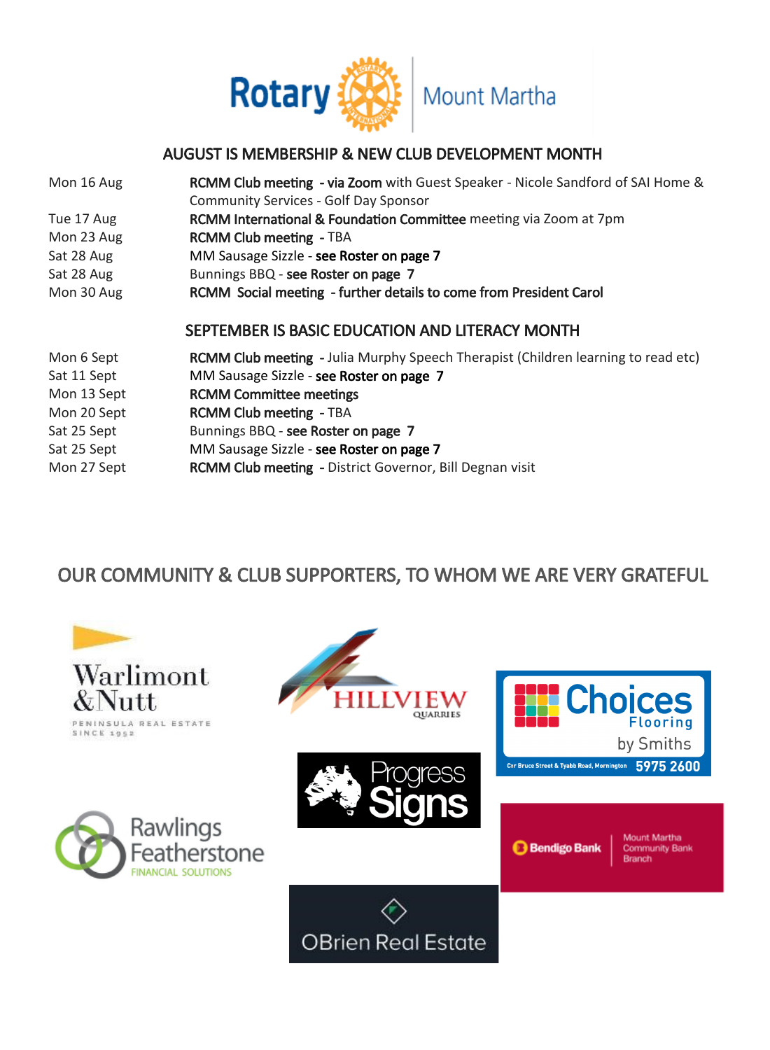Rotary | Mount Martha

## AUGUST IS MEMBERSHIP & NEW CLUB DEVELOPMENT MONTH

| | |
|---|---|
| Mon 16 Aug | **RCMM Club meeting - via Zoom** with Guest Speaker - Nicole Sandford of SAI Home & Community Services - Golf Day Sponsor |
| Tue 17 Aug | **RCMM International & Foundation Committee** meeting via Zoom at 7pm |
| Mon 23 Aug | **RCMM Club meeting** - TBA |
| Sat 28 Aug | MM Sausage Sizzle - **see Roster on page 7** |
| Sat 28 Aug | Bunnings BBQ - **see Roster on page 7** |
| Mon 30 Aug | **RCMM Social meeting - further details to come from President Carol** |

## SEPTEMBER IS BASIC EDUCATION AND LITERACY MONTH

| | |
|---|---|
| Mon 6 Sept | **RCMM Club meeting** - Julia Murphy Speech Therapist (Children learning to read etc) |
| Sat 11 Sept | MM Sausage Sizzle - **see Roster on page 7** |
| Mon 13 Sept | **RCMM Committee meetings** |
| Mon 20 Sept | **RCMM Club meeting** - TBA |
| Sat 25 Sept | Bunnings BBQ - **see Roster on page 7** |
| Sat 25 Sept | MM Sausage Sizzle - **see Roster on page 7** |
| Mon 27 Sept | **RCMM Club meeting** - District Governor, Bill Degnan visit |

## OUR COMMUNITY & CLUB SUPPORTERS, TO WHOM WE ARE VERY GRATEFUL

Warlimont & Nutt — Peninsula Real Estate Since 1952

Hillview Quarries

Choices Flooring by Smiths — Cnr Bruce Street & Tyabb Road, Mornington 5975 2600

Progress Signs

Rawlings Featherstone Financial Solutions

Bendigo Bank — Mount Martha Community Bank Branch

OBrien Real Estate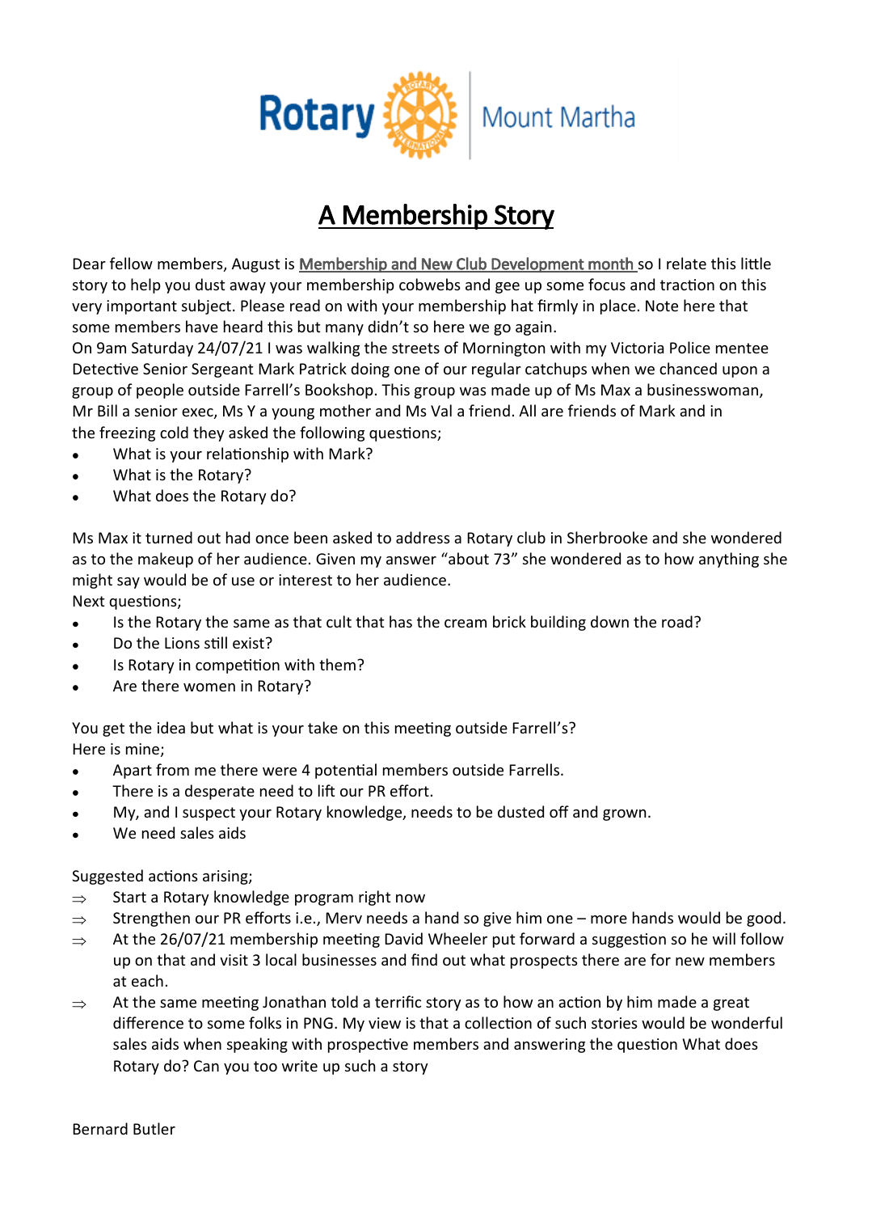# A Membership Story

Dear fellow members, August is Membership and New Club Development month so I relate this little story to help you dust away your membership cobwebs and gee up some focus and traction on this very important subject. Please read on with your membership hat firmly in place. Note here that some members have heard this but many didn't so here we go again.

On 9am Saturday 24/07/21 I was walking the streets of Mornington with my Victoria Police mentee Detective Senior Sergeant Mark Patrick doing one of our regular catchups when we chanced upon a group of people outside Farrell's Bookshop. This group was made up of Ms Max a businesswoman, Mr Bill a senior exec, Ms Y a young mother and Ms Val a friend. All are friends of Mark and in the freezing cold they asked the following questions;

- What is your relationship with Mark?
- What is the Rotary?
- What does the Rotary do?

Ms Max it turned out had once been asked to address a Rotary club in Sherbrooke and she wondered as to the makeup of her audience. Given my answer "about 73" she wondered as to how anything she might say would be of use or interest to her audience.

Next questions;

- Is the Rotary the same as that cult that has the cream brick building down the road?
- Do the Lions still exist?
- Is Rotary in competition with them?
- Are there women in Rotary?

You get the idea but what is your take on this meeting outside Farrell's?

Here is mine;

- Apart from me there were 4 potential members outside Farrells.
- There is a desperate need to lift our PR effort.
- My, and I suspect your Rotary knowledge, needs to be dusted off and grown.
- We need sales aids

Suggested actions arising;

⇒ Start a Rotary knowledge program right now

⇒ Strengthen our PR efforts i.e., Merv needs a hand so give him one – more hands would be good.

⇒ At the 26/07/21 membership meeting David Wheeler put forward a suggestion so he will follow up on that and visit 3 local businesses and find out what prospects there are for new members at each.

⇒ At the same meeting Jonathan told a terrific story as to how an action by him made a great difference to some folks in PNG. My view is that a collection of such stories would be wonderful sales aids when speaking with prospective members and answering the question What does Rotary do? Can you too write up such a story

Bernard Butler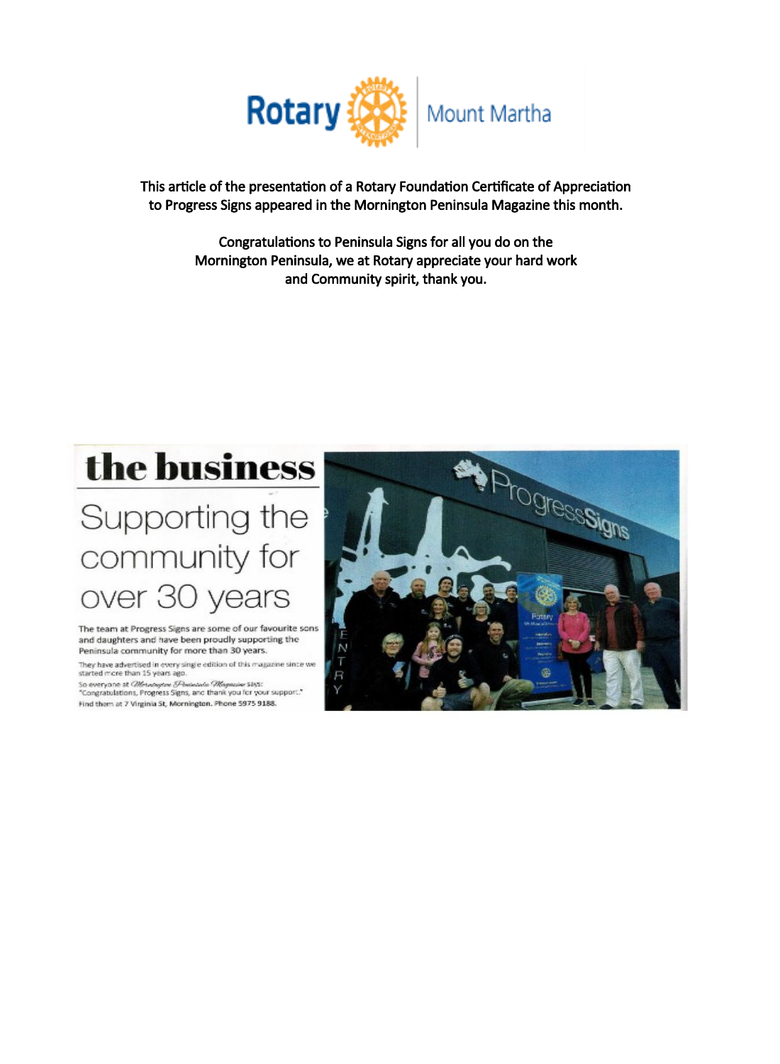Rotary Mount Martha

This article of the presentation of a Rotary Foundation Certificate of Appreciation to Progress Signs appeared in the Mornington Peninsula Magazine this month.

Congratulations to Peninsula Signs for all you do on the Mornington Peninsula, we at Rotary appreciate your hard work and Community spirit, thank you.

# the business

## Supporting the community for over 30 years

The team at Progress Signs are some of our favourite sons and daughters and have been proudly supporting the Peninsula community for more than 30 years.

They have advertised in every single edition of this magazine since we started more than 15 years ago.

So everyone at *Mornington Peninsula Magazine* says: "Congratulations, Progress Signs, and thank you for your support."

Find them at 7 Virginia St, Mornington. Phone 5975 9188.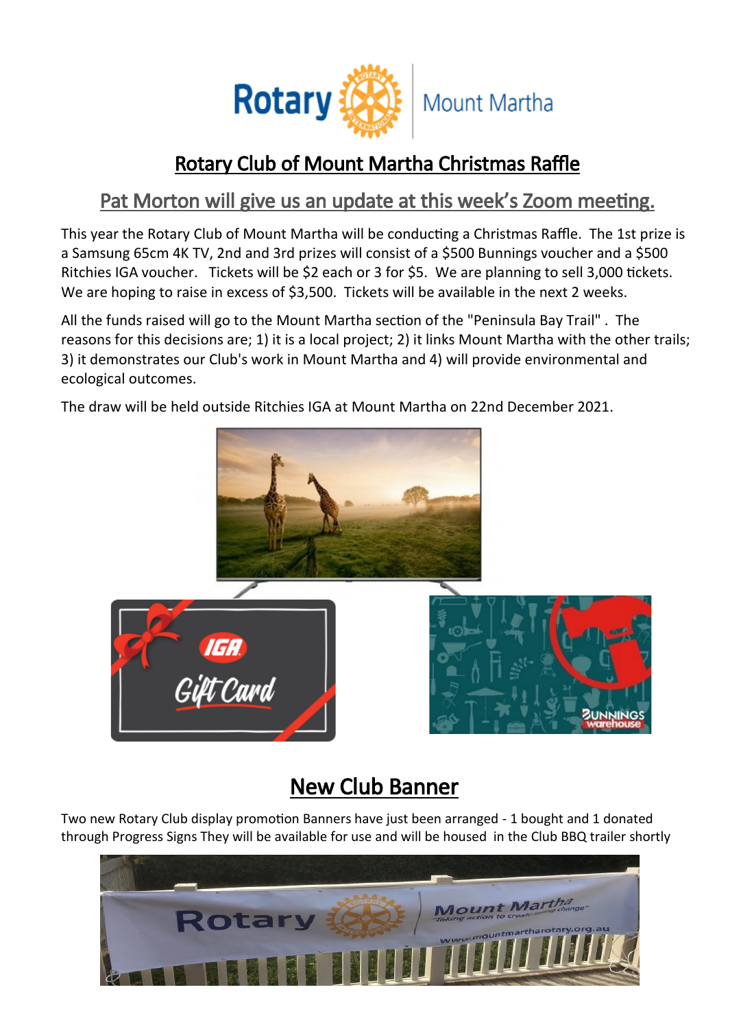## Rotary Club of Mount Martha Christmas Raffle

### Pat Morton will give us an update at this week's Zoom meeting.

This year the Rotary Club of Mount Martha will be conducting a Christmas Raffle. The 1st prize is a Samsung 65cm 4K TV, 2nd and 3rd prizes will consist of a $500 Bunnings voucher and a $500 Ritchies IGA voucher. Tickets will be $2 each or 3 for $5. We are planning to sell 3,000 tickets. We are hoping to raise in excess of $3,500. Tickets will be available in the next 2 weeks.

All the funds raised will go to the Mount Martha section of the "Peninsula Bay Trail" . The reasons for this decisions are; 1) it is a local project; 2) it links Mount Martha with the other trails; 3) it demonstrates our Club's work in Mount Martha and 4) will provide environmental and ecological outcomes.

The draw will be held outside Ritchies IGA at Mount Martha on 22nd December 2021.

## New Club Banner

Two new Rotary Club display promotion Banners have just been arranged - 1 bought and 1 donated through Progress Signs They will be available for use and will be housed in the Club BBQ trailer shortly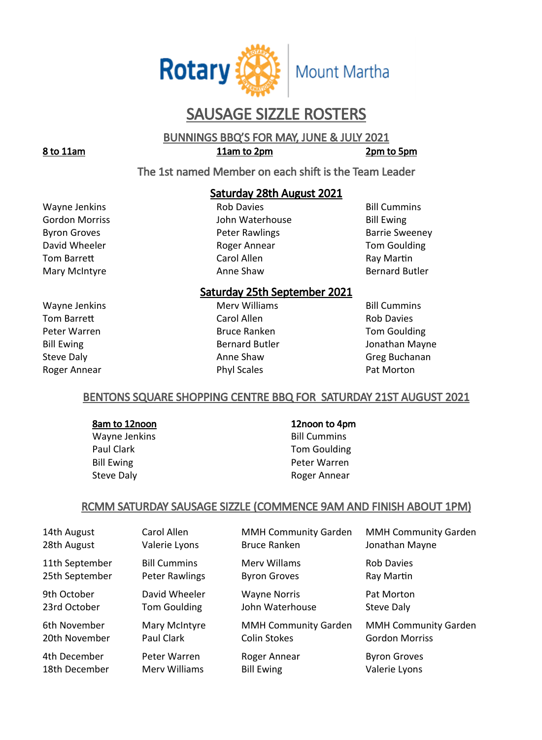Rotary Mount Martha

# SAUSAGE SIZZLE ROSTERS

## BUNNINGS BBQ'S FOR MAY, JUNE & JULY 2021

The 1st named Member on each shift is the Team Leader

### Saturday 28th August 2021

| 8 to 11am | 11am to 2pm | 2pm to 5pm |
|---|---|---|
| Wayne Jenkins | Rob Davies | Bill Cummins |
| Gordon Morriss | John Waterhouse | Bill Ewing |
| Byron Groves | Peter Rawlings | Barrie Sweeney |
| David Wheeler | Roger Annear | Tom Goulding |
| Tom Barrett | Carol Allen | Ray Martin |
| Mary McIntyre | Anne Shaw | Bernard Butler |

### Saturday 25th September 2021

| 8 to 11am | 11am to 2pm | 2pm to 5pm |
|---|---|---|
| Wayne Jenkins | Merv Williams | Bill Cummins |
| Tom Barrett | Carol Allen | Rob Davies |
| Peter Warren | Bruce Ranken | Tom Goulding |
| Bill Ewing | Bernard Butler | Jonathan Mayne |
| Steve Daly | Anne Shaw | Greg Buchanan |
| Roger Annear | Phyl Scales | Pat Morton |

## BENTONS SQUARE SHOPPING CENTRE BBQ FOR SATURDAY 21ST AUGUST 2021

| 8am to 12noon | 12noon to 4pm |
|---|---|
| Wayne Jenkins | Bill Cummins |
| Paul Clark | Tom Goulding |
| Bill Ewing | Peter Warren |
| Steve Daly | Roger Annear |

## RCMM SATURDAY SAUSAGE SIZZLE (COMMENCE 9AM AND FINISH ABOUT 1PM)

| | | | |
|---|---|---|---|
| 14th August | Carol Allen | MMH Community Garden | MMH Community Garden |
| 28th August | Valerie Lyons | Bruce Ranken | Jonathan Mayne |
| 11th September | Bill Cummins | Merv Willams | Rob Davies |
| 25th September | Peter Rawlings | Byron Groves | Ray Martin |
| 9th October | David Wheeler | Wayne Norris | Pat Morton |
| 23rd October | Tom Goulding | John Waterhouse | Steve Daly |
| 6th November | Mary McIntyre | MMH Community Garden | MMH Community Garden |
| 20th November | Paul Clark | Colin Stokes | Gordon Morriss |
| 4th December | Peter Warren | Roger Annear | Byron Groves |
| 18th December | Merv Williams | Bill Ewing | Valerie Lyons |